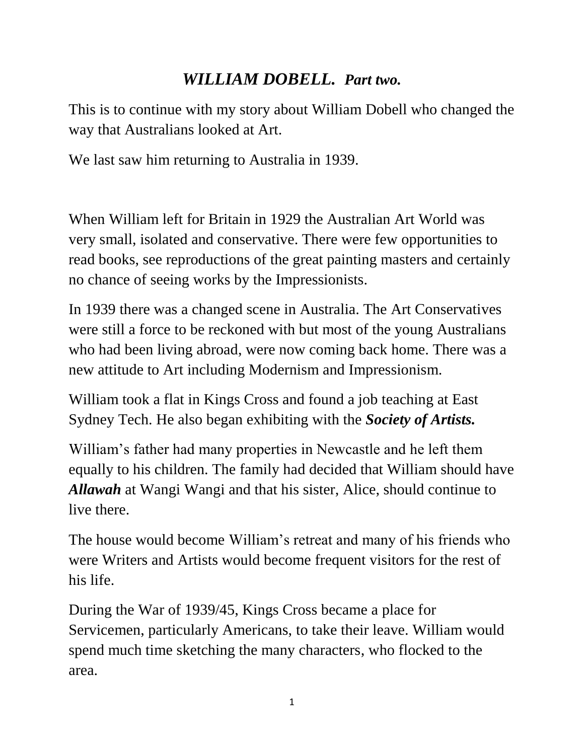# ***WILLIAM DOBELL.*** ***Part two.***

This is to continue with my story about William Dobell who changed the way that Australians looked at Art.

We last saw him returning to Australia in 1939.

When William left for Britain in 1929 the Australian Art World was very small, isolated and conservative. There were few opportunities to read books, see reproductions of the great painting masters and certainly no chance of seeing works by the Impressionists.

In 1939 there was a changed scene in Australia. The Art Conservatives were still a force to be reckoned with but most of the young Australians who had been living abroad, were now coming back home. There was a new attitude to Art including Modernism and Impressionism.

William took a flat in Kings Cross and found a job teaching at East Sydney Tech. He also began exhibiting with the ***Society of Artists.***

William's father had many properties in Newcastle and he left them equally to his children. The family had decided that William should have ***Allawah*** at Wangi Wangi and that his sister, Alice, should continue to live there.

The house would become William's retreat and many of his friends who were Writers and Artists would become frequent visitors for the rest of his life.

During the War of 1939/45, Kings Cross became a place for Servicemen, particularly Americans, to take their leave. William would spend much time sketching the many characters, who flocked to the area.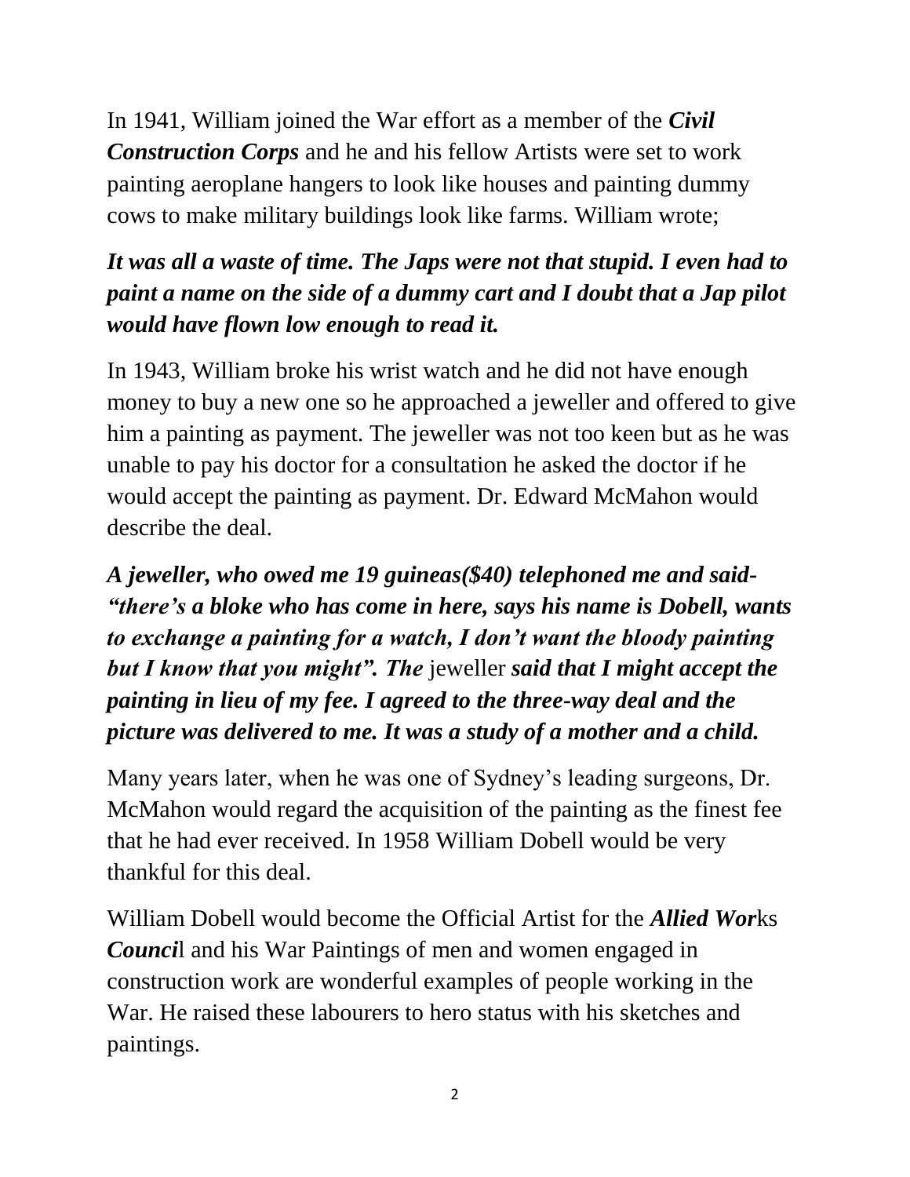In 1941, William joined the War effort as a member of the ***Civil Construction Corps*** and he and his fellow Artists were set to work painting aeroplane hangers to look like houses and painting dummy cows to make military buildings look like farms. William wrote;

***It was all a waste of time. The Japs were not that stupid. I even had to paint a name on the side of a dummy cart and I doubt that a Jap pilot would have flown low enough to read it.***

In 1943, William broke his wrist watch and he did not have enough money to buy a new one so he approached a jeweller and offered to give him a painting as payment. The jeweller was not too keen but as he was unable to pay his doctor for a consultation he asked the doctor if he would accept the painting as payment. Dr. Edward McMahon would describe the deal.

***A jeweller, who owed me 19 guineas($40) telephoned me and said- "there's a bloke who has come in here, says his name is Dobell, wants to exchange a painting for a watch, I don't want the bloody painting but I know that you might". The*** jeweller ***said that I might accept the painting in lieu of my fee. I agreed to the three-way deal and the picture was delivered to me. It was a study of a mother and a child.***

Many years later, when he was one of Sydney's leading surgeons, Dr. McMahon would regard the acquisition of the painting as the finest fee that he had ever received. In 1958 William Dobell would be very thankful for this deal.

William Dobell would become the Official Artist for the ***Allied Wor***ks ***Counci***l and his War Paintings of men and women engaged in construction work are wonderful examples of people working in the War. He raised these labourers to hero status with his sketches and paintings.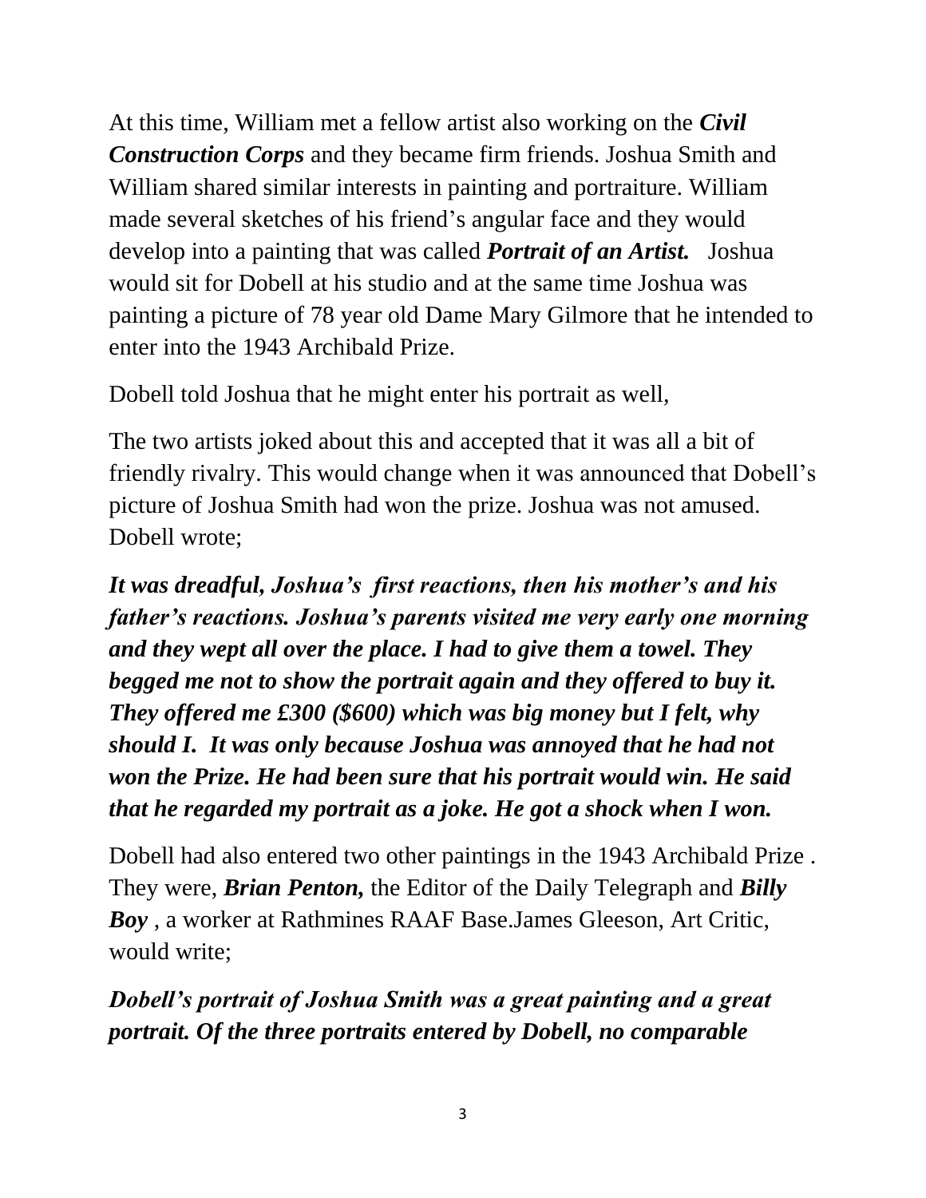At this time, William met a fellow artist also working on the ***Civil Construction Corps*** and they became firm friends. Joshua Smith and William shared similar interests in painting and portraiture. William made several sketches of his friend's angular face and they would develop into a painting that was called ***Portrait of an Artist.*** Joshua would sit for Dobell at his studio and at the same time Joshua was painting a picture of 78 year old Dame Mary Gilmore that he intended to enter into the 1943 Archibald Prize.

Dobell told Joshua that he might enter his portrait as well,

The two artists joked about this and accepted that it was all a bit of friendly rivalry. This would change when it was announced that Dobell's picture of Joshua Smith had won the prize. Joshua was not amused. Dobell wrote;

***It was dreadful, Joshua's first reactions, then his mother's and his father's reactions. Joshua's parents visited me very early one morning and they wept all over the place. I had to give them a towel. They begged me not to show the portrait again and they offered to buy it. They offered me £300 ($600) which was big money but I felt, why should I. It was only because Joshua was annoyed that he had not won the Prize. He had been sure that his portrait would win. He said that he regarded my portrait as a joke. He got a shock when I won.***

Dobell had also entered two other paintings in the 1943 Archibald Prize . They were, ***Brian Penton,*** the Editor of the Daily Telegraph and ***Billy Boy*** , a worker at Rathmines RAAF Base.James Gleeson, Art Critic, would write;

***Dobell's portrait of Joshua Smith was a great painting and a great portrait. Of the three portraits entered by Dobell, no comparable***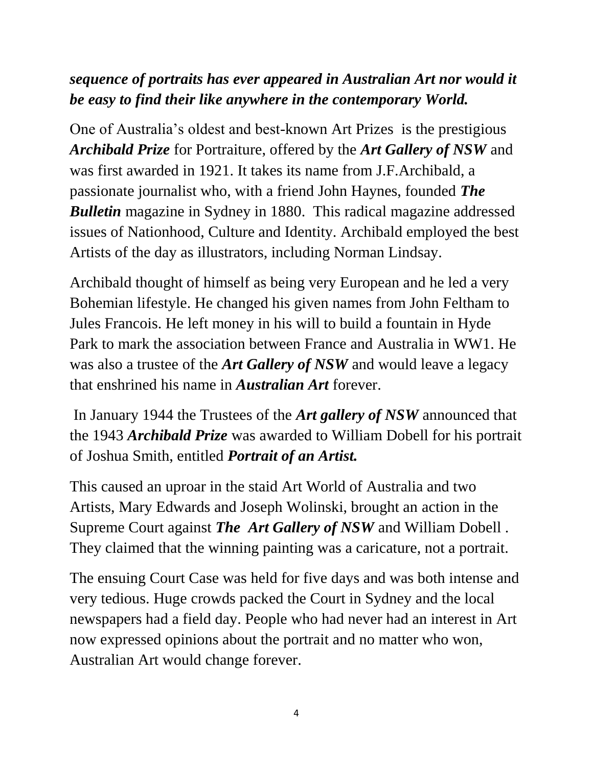***sequence of portraits has ever appeared in Australian Art nor would it be easy to find their like anywhere in the contemporary World.***

One of Australia's oldest and best-known Art Prizes  is the prestigious ***Archibald Prize*** for Portraiture, offered by the ***Art Gallery of NSW*** and was first awarded in 1921. It takes its name from J.F.Archibald, a passionate journalist who, with a friend John Haynes, founded ***The Bulletin*** magazine in Sydney in 1880.  This radical magazine addressed issues of Nationhood, Culture and Identity. Archibald employed the best Artists of the day as illustrators, including Norman Lindsay.

Archibald thought of himself as being very European and he led a very Bohemian lifestyle. He changed his given names from John Feltham to Jules Francois. He left money in his will to build a fountain in Hyde Park to mark the association between France and Australia in WW1. He was also a trustee of the ***Art Gallery of NSW*** and would leave a legacy that enshrined his name in ***Australian Art*** forever.

In January 1944 the Trustees of the ***Art gallery of NSW*** announced that the 1943 ***Archibald Prize*** was awarded to William Dobell for his portrait of Joshua Smith, entitled ***Portrait of an Artist.***

This caused an uproar in the staid Art World of Australia and two Artists, Mary Edwards and Joseph Wolinski, brought an action in the Supreme Court against ***The  Art Gallery of NSW*** and William Dobell . They claimed that the winning painting was a caricature, not a portrait.

The ensuing Court Case was held for five days and was both intense and very tedious. Huge crowds packed the Court in Sydney and the local newspapers had a field day. People who had never had an interest in Art now expressed opinions about the portrait and no matter who won, Australian Art would change forever.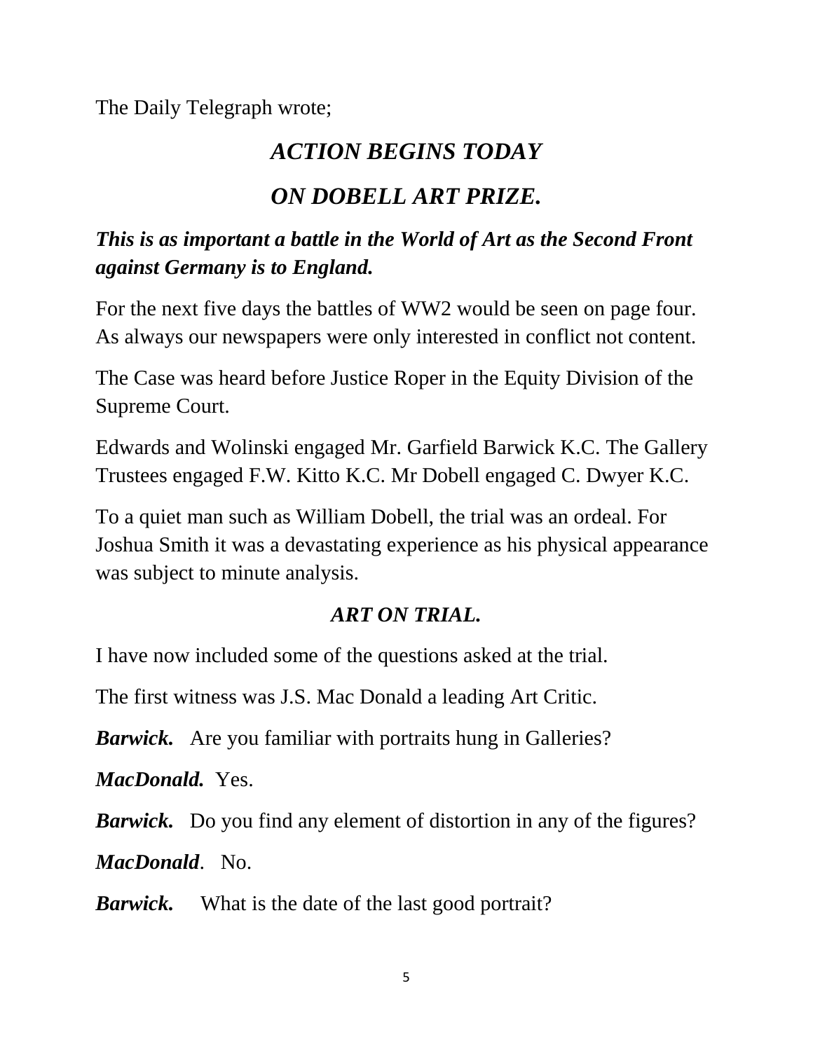The Daily Telegraph wrote;

***ACTION BEGINS TODAY***

***ON DOBELL ART PRIZE.***

***This is as important a battle in the World of Art as the Second Front against Germany is to England.***

For the next five days the battles of WW2 would be seen on page four. As always our newspapers were only interested in conflict not content.

The Case was heard before Justice Roper in the Equity Division of the Supreme Court.

Edwards and Wolinski engaged Mr. Garfield Barwick K.C. The Gallery Trustees engaged F.W. Kitto K.C. Mr Dobell engaged C. Dwyer K.C.

To a quiet man such as William Dobell, the trial was an ordeal. For Joshua Smith it was a devastating experience as his physical appearance was subject to minute analysis.

***ART ON TRIAL.***

I have now included some of the questions asked at the trial.

The first witness was J.S. Mac Donald a leading Art Critic.

***Barwick.*** Are you familiar with portraits hung in Galleries?

***MacDonald.*** Yes.

***Barwick.*** Do you find any element of distortion in any of the figures?

***MacDonald***. No.

***Barwick.*** What is the date of the last good portrait?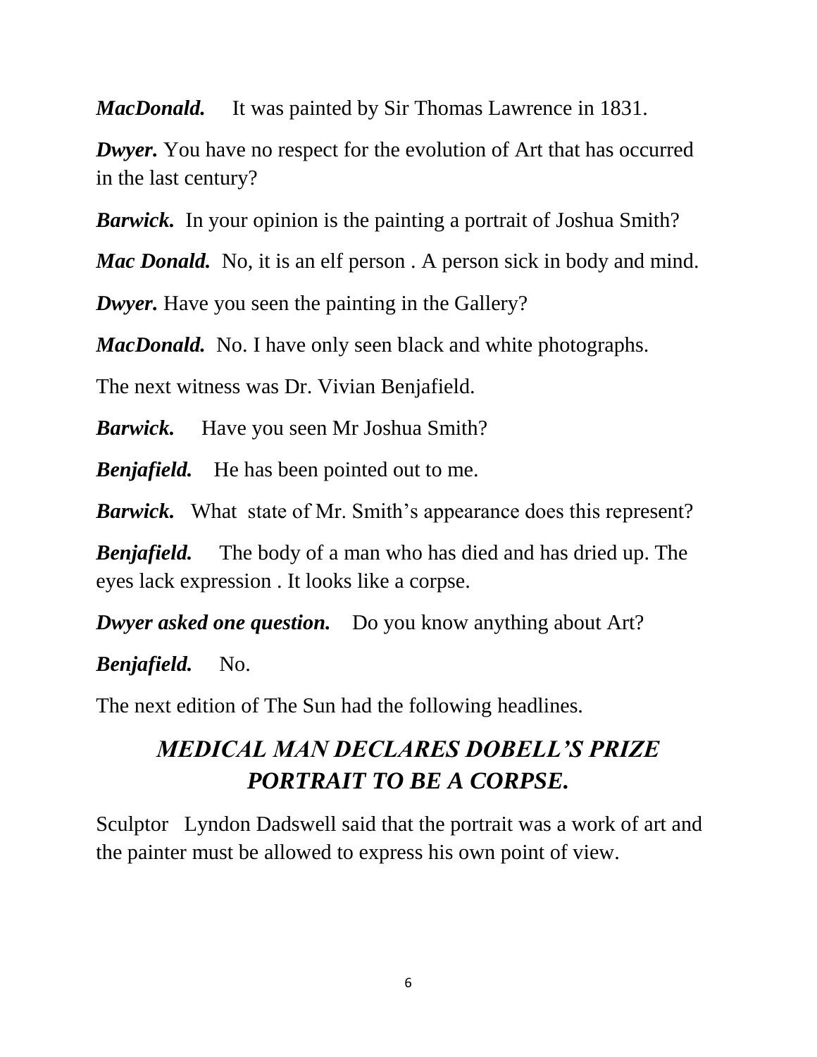***MacDonald.*** It was painted by Sir Thomas Lawrence in 1831.

***Dwyer.*** You have no respect for the evolution of Art that has occurred in the last century?

***Barwick.*** In your opinion is the painting a portrait of Joshua Smith?

***Mac Donald.*** No, it is an elf person . A person sick in body and mind.

***Dwyer.*** Have you seen the painting in the Gallery?

***MacDonald.*** No. I have only seen black and white photographs.

The next witness was Dr. Vivian Benjafield.

***Barwick.*** Have you seen Mr Joshua Smith?

***Benjafield.*** He has been pointed out to me.

***Barwick.*** What state of Mr. Smith's appearance does this represent?

***Benjafield.*** The body of a man who has died and has dried up. The eyes lack expression . It looks like a corpse.

***Dwyer asked one question.*** Do you know anything about Art?

***Benjafield.*** No.

The next edition of The Sun had the following headlines.

***MEDICAL MAN DECLARES DOBELL'S PRIZE PORTRAIT TO BE A CORPSE.***

Sculptor Lyndon Dadswell said that the portrait was a work of art and the painter must be allowed to express his own point of view.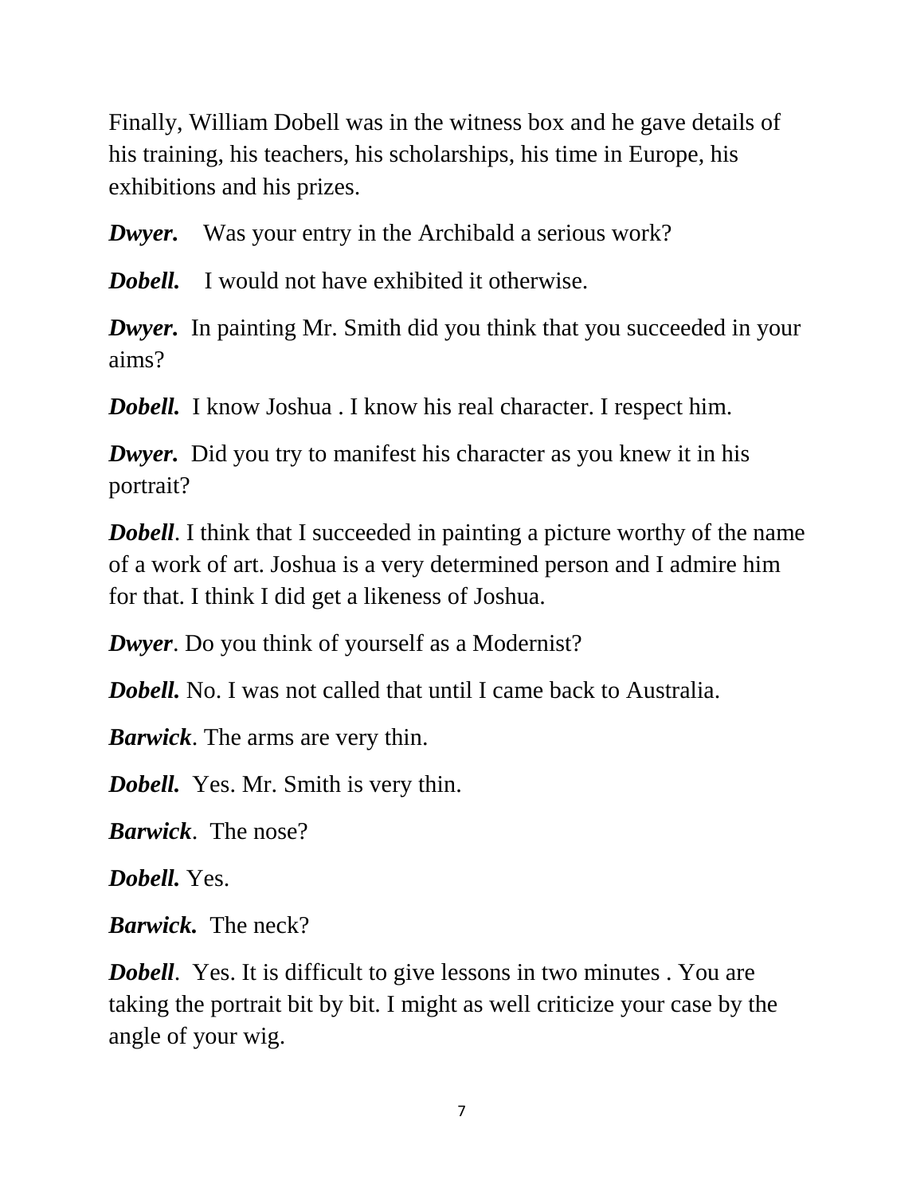Finally, William Dobell was in the witness box and he gave details of his training, his teachers, his scholarships, his time in Europe, his exhibitions and his prizes.

***Dwyer.*** Was your entry in the Archibald a serious work?

***Dobell.*** I would not have exhibited it otherwise.

***Dwyer.*** In painting Mr. Smith did you think that you succeeded in your aims?

***Dobell.*** I know Joshua . I know his real character. I respect him.

***Dwyer.*** Did you try to manifest his character as you knew it in his portrait?

***Dobell***. I think that I succeeded in painting a picture worthy of the name of a work of art. Joshua is a very determined person and I admire him for that. I think I did get a likeness of Joshua.

***Dwyer***. Do you think of yourself as a Modernist?

***Dobell.*** No. I was not called that until I came back to Australia.

***Barwick***. The arms are very thin.

***Dobell.*** Yes. Mr. Smith is very thin.

***Barwick***. The nose?

***Dobell.*** Yes.

***Barwick.*** The neck?

***Dobell***. Yes. It is difficult to give lessons in two minutes . You are taking the portrait bit by bit. I might as well criticize your case by the angle of your wig.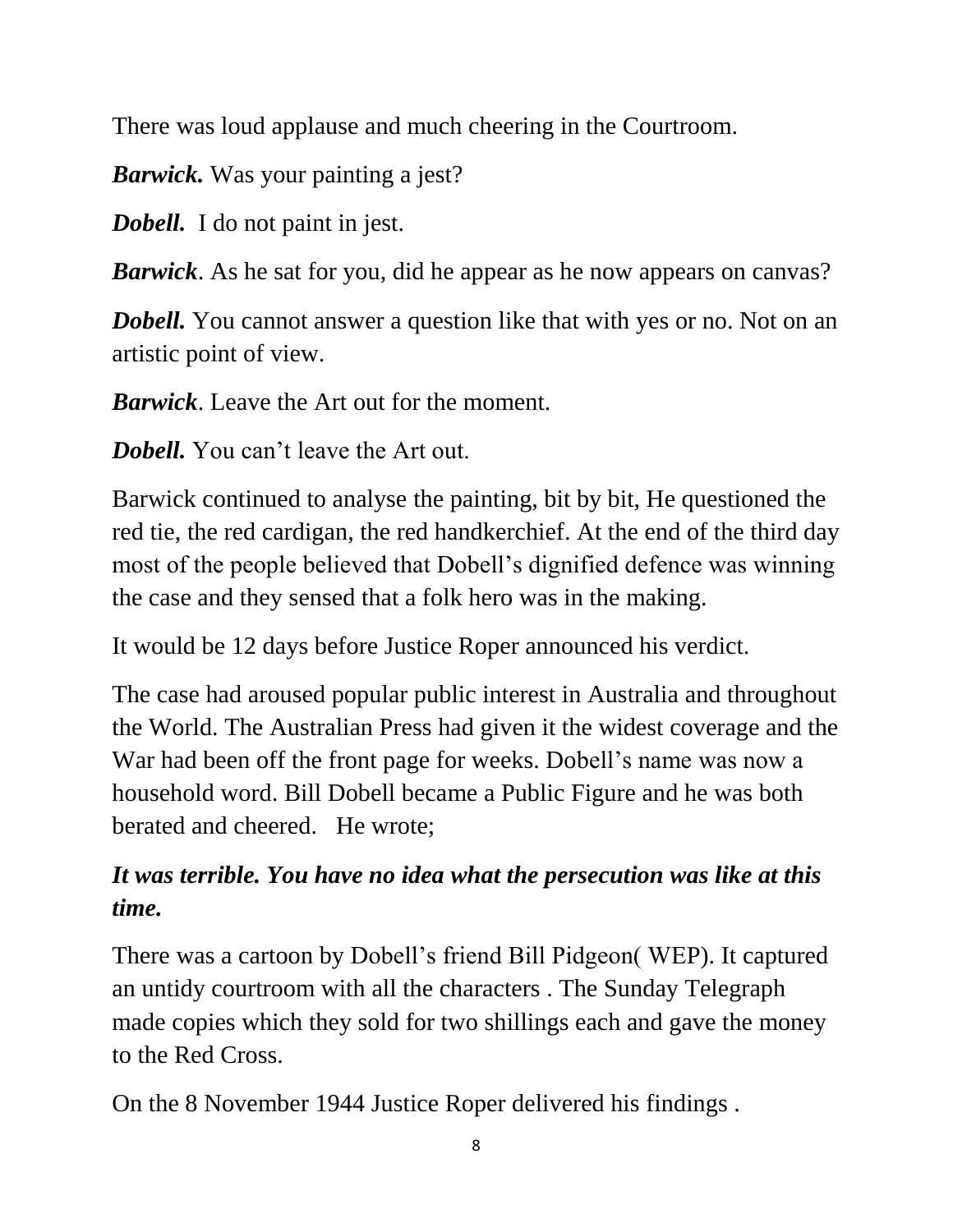There was loud applause and much cheering in the Courtroom.

***Barwick.*** Was your painting a jest?

***Dobell.*** I do not paint in jest.

***Barwick***. As he sat for you, did he appear as he now appears on canvas?

***Dobell.*** You cannot answer a question like that with yes or no. Not on an artistic point of view.

***Barwick***. Leave the Art out for the moment.

***Dobell.*** You can't leave the Art out.

Barwick continued to analyse the painting, bit by bit, He questioned the red tie, the red cardigan, the red handkerchief. At the end of the third day most of the people believed that Dobell's dignified defence was winning the case and they sensed that a folk hero was in the making.

It would be 12 days before Justice Roper announced his verdict.

The case had aroused popular public interest in Australia and throughout the World. The Australian Press had given it the widest coverage and the War had been off the front page for weeks. Dobell's name was now a household word. Bill Dobell became a Public Figure and he was both berated and cheered. He wrote;

***It was terrible. You have no idea what the persecution was like at this time.***

There was a cartoon by Dobell's friend Bill Pidgeon( WEP). It captured an untidy courtroom with all the characters . The Sunday Telegraph made copies which they sold for two shillings each and gave the money to the Red Cross.

On the 8 November 1944 Justice Roper delivered his findings .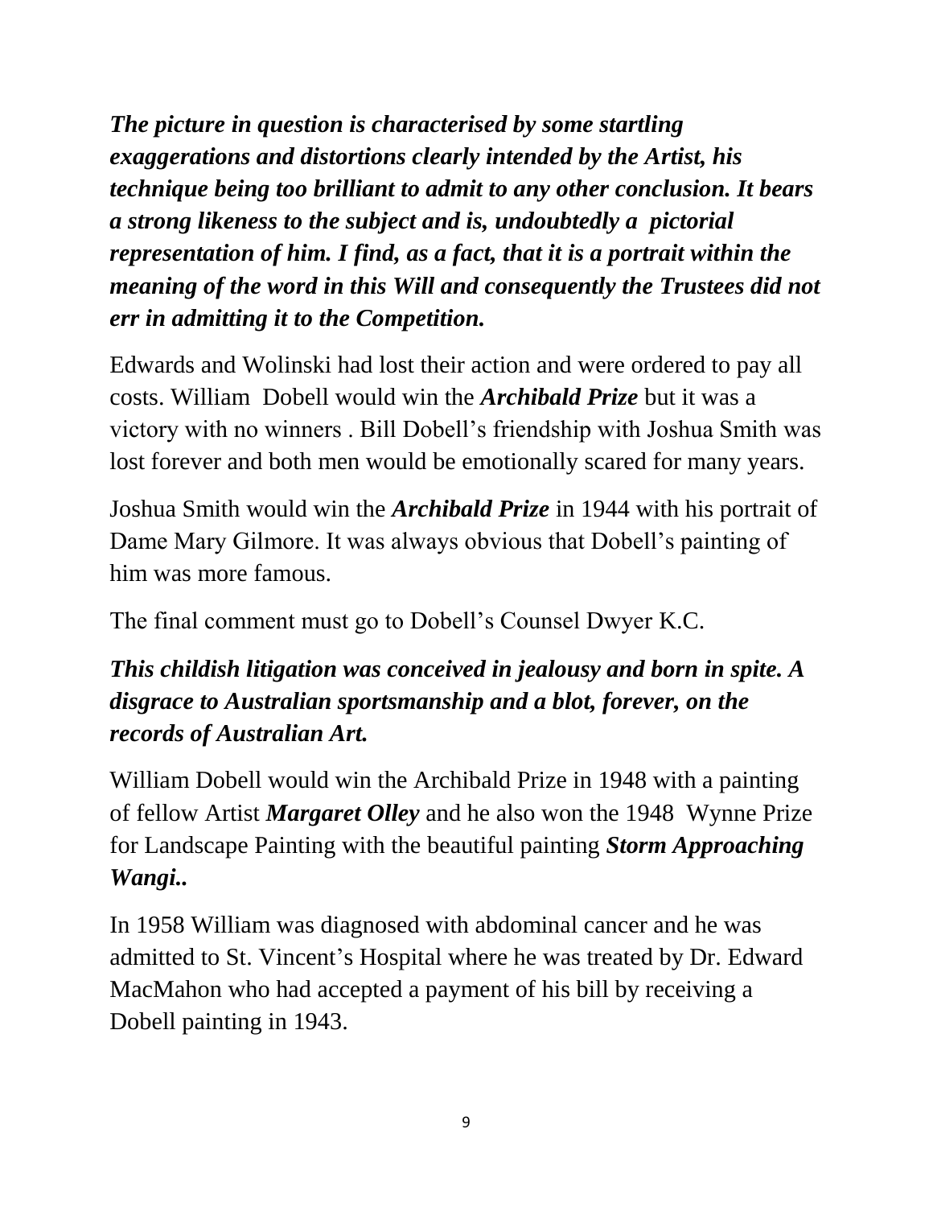***The picture in question is characterised by some startling exaggerations and distortions clearly intended by the Artist, his technique being too brilliant to admit to any other conclusion. It bears a strong likeness to the subject and is, undoubtedly a pictorial representation of him. I find, as a fact, that it is a portrait within the meaning of the word in this Will and consequently the Trustees did not err in admitting it to the Competition.***

Edwards and Wolinski had lost their action and were ordered to pay all costs. William Dobell would win the ***Archibald Prize*** but it was a victory with no winners . Bill Dobell's friendship with Joshua Smith was lost forever and both men would be emotionally scared for many years.

Joshua Smith would win the ***Archibald Prize*** in 1944 with his portrait of Dame Mary Gilmore. It was always obvious that Dobell's painting of him was more famous.

The final comment must go to Dobell's Counsel Dwyer K.C.

***This childish litigation was conceived in jealousy and born in spite. A disgrace to Australian sportsmanship and a blot, forever, on the records of Australian Art.***

William Dobell would win the Archibald Prize in 1948 with a painting of fellow Artist ***Margaret Olley*** and he also won the 1948 Wynne Prize for Landscape Painting with the beautiful painting ***Storm Approaching Wangi..***

In 1958 William was diagnosed with abdominal cancer and he was admitted to St. Vincent's Hospital where he was treated by Dr. Edward MacMahon who had accepted a payment of his bill by receiving a Dobell painting in 1943.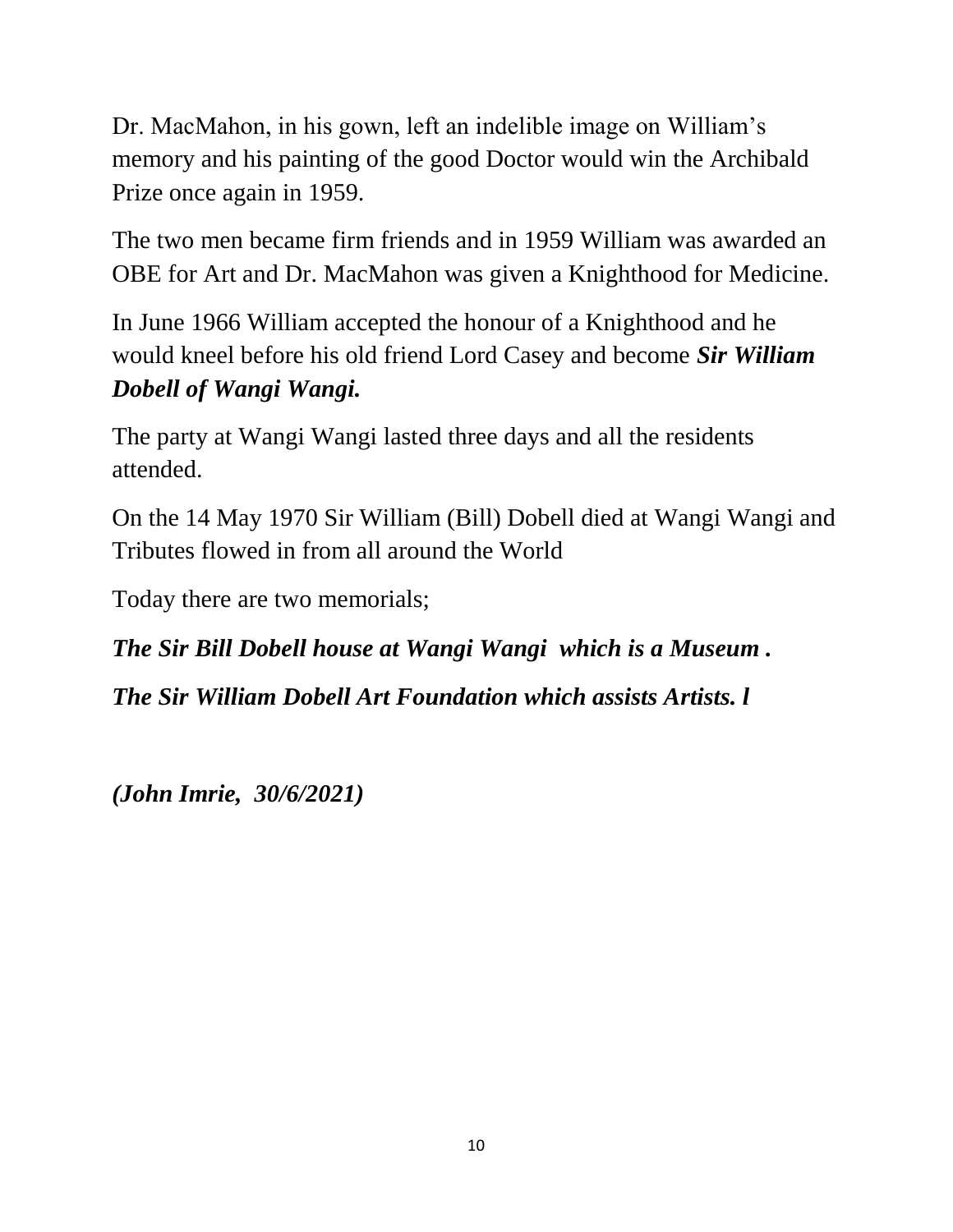Dr. MacMahon, in his gown, left an indelible image on William's memory and his painting of the good Doctor would win the Archibald Prize once again in 1959.

The two men became firm friends and in 1959 William was awarded an OBE for Art and Dr. MacMahon was given a Knighthood for Medicine.

In June 1966 William accepted the honour of a Knighthood and he would kneel before his old friend Lord Casey and become ***Sir William Dobell of Wangi Wangi.***

The party at Wangi Wangi lasted three days and all the residents attended.

On the 14 May 1970 Sir William (Bill) Dobell died at Wangi Wangi and Tributes flowed in from all around the World

Today there are two memorials;

***The Sir Bill Dobell house at Wangi Wangi which is a Museum .***

***The Sir William Dobell Art Foundation which assists Artists. l***

***(John Imrie, 30/6/2021)***